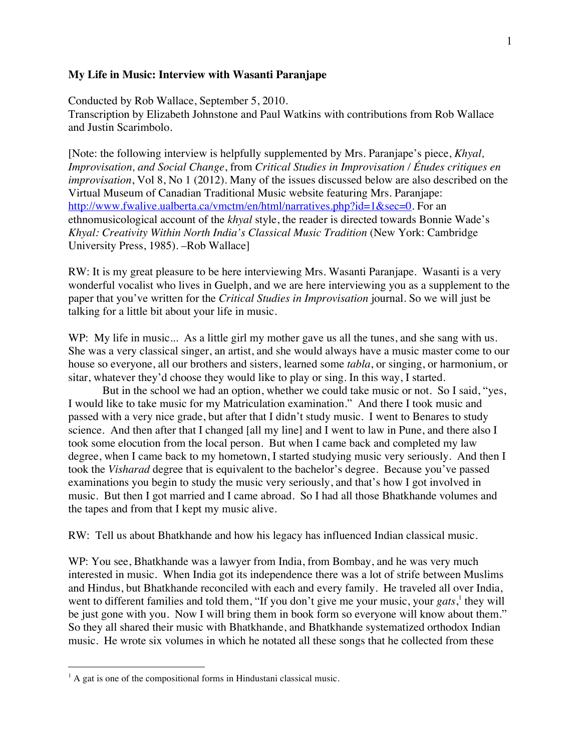**My Life in Music: Interview with Wasanti Paranjape**

Conducted by Rob Wallace, September 5, 2010.
Transcription by Elizabeth Johnstone and Paul Watkins with contributions from Rob Wallace and Justin Scarimbolo.

[Note: the following interview is helpfully supplemented by Mrs. Paranjape's piece, *Khyal, Improvisation, and Social Change*, from *Critical Studies in Improvisation / Études critiques en improvisation*, Vol 8, No 1 (2012). Many of the issues discussed below are also described on the Virtual Museum of Canadian Traditional Music website featuring Mrs. Paranjape: http://www.fwalive.ualberta.ca/vmctm/en/html/narratives.php?id=1&sec=0. For an ethnomusicological account of the *khyal* style, the reader is directed towards Bonnie Wade's *Khyal: Creativity Within North India's Classical Music Tradition* (New York: Cambridge University Press, 1985). –Rob Wallace]

RW: It is my great pleasure to be here interviewing Mrs. Wasanti Paranjape. Wasanti is a very wonderful vocalist who lives in Guelph, and we are here interviewing you as a supplement to the paper that you've written for the *Critical Studies in Improvisation* journal. So we will just be talking for a little bit about your life in music.

WP: My life in music... As a little girl my mother gave us all the tunes, and she sang with us. She was a very classical singer, an artist, and she would always have a music master come to our house so everyone, all our brothers and sisters, learned some *tabla*, or singing, or harmonium, or sitar, whatever they'd choose they would like to play or sing. In this way, I started.

But in the school we had an option, whether we could take music or not. So I said, "yes, I would like to take music for my Matriculation examination." And there I took music and passed with a very nice grade, but after that I didn't study music. I went to Benares to study science. And then after that I changed [all my line] and I went to law in Pune, and there also I took some elocution from the local person. But when I came back and completed my law degree, when I came back to my hometown, I started studying music very seriously. And then I took the *Visharad* degree that is equivalent to the bachelor's degree. Because you've passed examinations you begin to study the music very seriously, and that's how I got involved in music. But then I got married and I came abroad. So I had all those Bhatkhande volumes and the tapes and from that I kept my music alive.

RW: Tell us about Bhatkhande and how his legacy has influenced Indian classical music.

WP: You see, Bhatkhande was a lawyer from India, from Bombay, and he was very much interested in music. When India got its independence there was a lot of strife between Muslims and Hindus, but Bhatkhande reconciled with each and every family. He traveled all over India, went to different families and told them, "If you don't give me your music, your *gats*,[1] they will be just gone with you. Now I will bring them in book form so everyone will know about them." So they all shared their music with Bhatkhande, and Bhatkhande systematized orthodox Indian music. He wrote six volumes in which he notated all these songs that he collected from these

[1] A gat is one of the compositional forms in Hindustani classical music.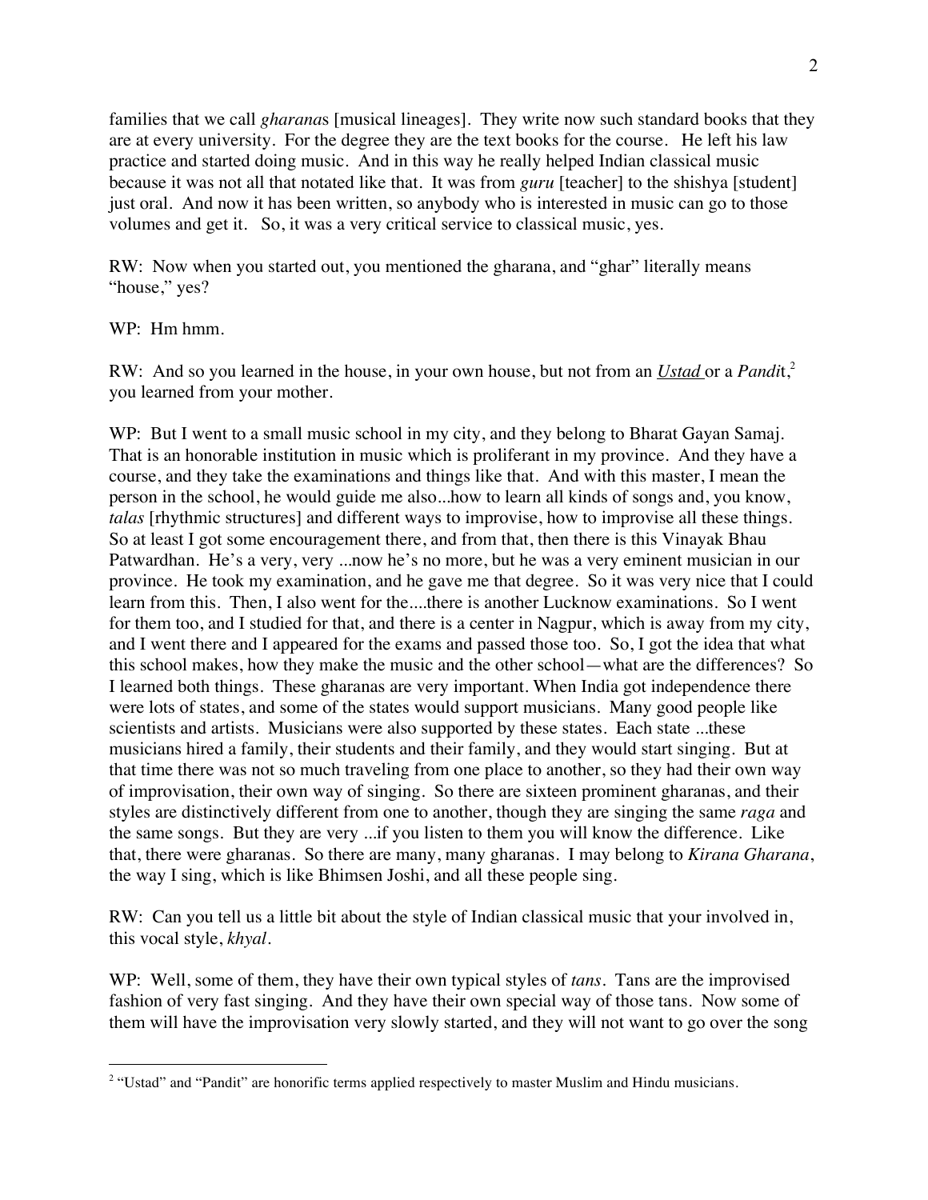families that we call *gharana*s [musical lineages]. They write now such standard books that they are at every university. For the degree they are the text books for the course. He left his law practice and started doing music. And in this way he really helped Indian classical music because it was not all that notated like that. It was from *guru* [teacher] to the shishya [student] just oral. And now it has been written, so anybody who is interested in music can go to those volumes and get it. So, it was a very critical service to classical music, yes.

RW: Now when you started out, you mentioned the gharana, and "ghar" literally means "house," yes?

WP: Hm hmm.

RW: And so you learned in the house, in your own house, but not from an *Ustad* or a *Pandi*t,[2] you learned from your mother.

WP: But I went to a small music school in my city, and they belong to Bharat Gayan Samaj. That is an honorable institution in music which is proliferant in my province. And they have a course, and they take the examinations and things like that. And with this master, I mean the person in the school, he would guide me also...how to learn all kinds of songs and, you know, *talas* [rhythmic structures] and different ways to improvise, how to improvise all these things. So at least I got some encouragement there, and from that, then there is this Vinayak Bhau Patwardhan. He's a very, very ...now he's no more, but he was a very eminent musician in our province. He took my examination, and he gave me that degree. So it was very nice that I could learn from this. Then, I also went for the....there is another Lucknow examinations. So I went for them too, and I studied for that, and there is a center in Nagpur, which is away from my city, and I went there and I appeared for the exams and passed those too. So, I got the idea that what this school makes, how they make the music and the other school—what are the differences? So I learned both things. These gharanas are very important. When India got independence there were lots of states, and some of the states would support musicians. Many good people like scientists and artists. Musicians were also supported by these states. Each state ...these musicians hired a family, their students and their family, and they would start singing. But at that time there was not so much traveling from one place to another, so they had their own way of improvisation, their own way of singing. So there are sixteen prominent gharanas, and their styles are distinctively different from one to another, though they are singing the same *raga* and the same songs. But they are very ...if you listen to them you will know the difference. Like that, there were gharanas. So there are many, many gharanas. I may belong to *Kirana Gharana*, the way I sing, which is like Bhimsen Joshi, and all these people sing.

RW: Can you tell us a little bit about the style of Indian classical music that your involved in, this vocal style, *khyal*.

WP: Well, some of them, they have their own typical styles of *tans*. Tans are the improvised fashion of very fast singing. And they have their own special way of those tans. Now some of them will have the improvisation very slowly started, and they will not want to go over the song

---

[2] "Ustad" and "Pandit" are honorific terms applied respectively to master Muslim and Hindu musicians.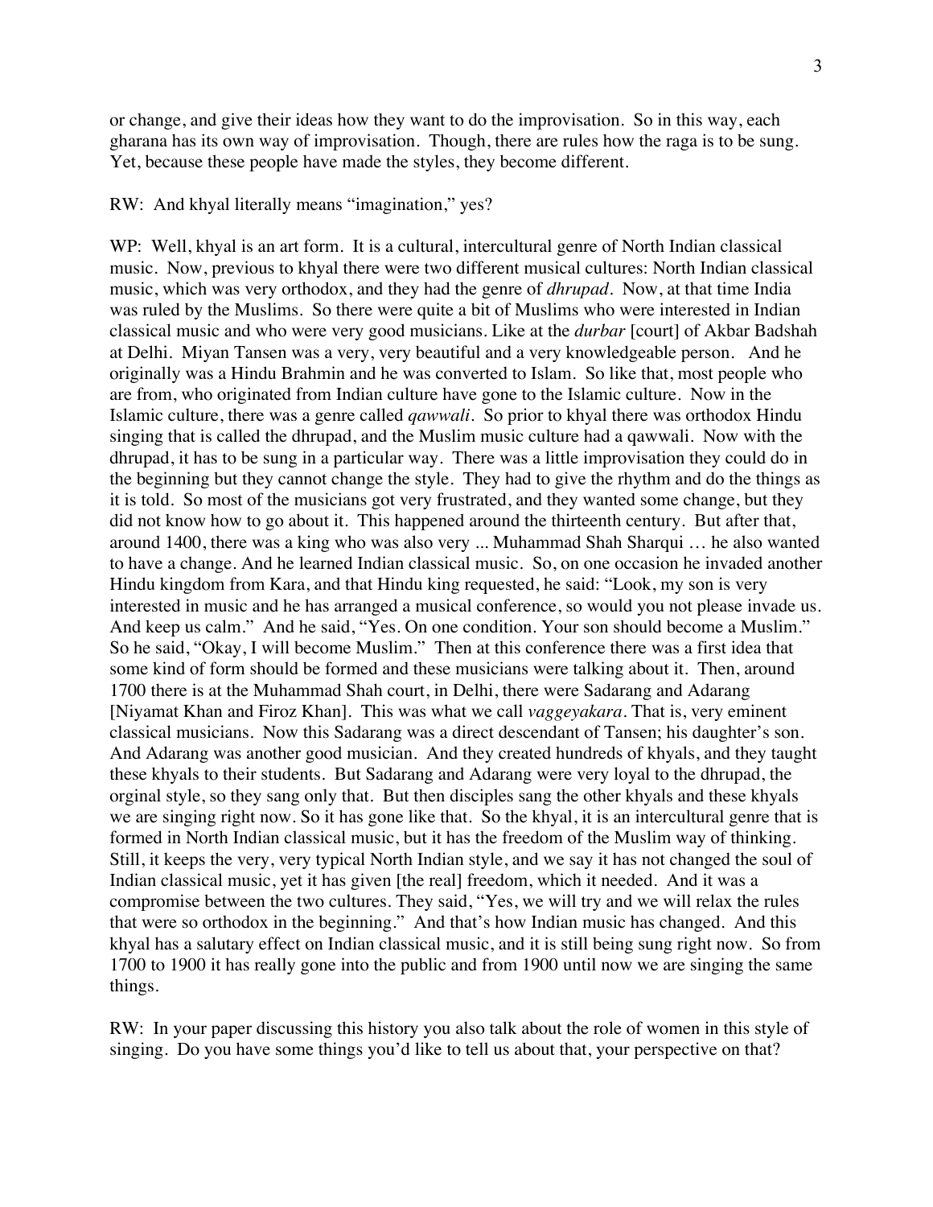or change, and give their ideas how they want to do the improvisation. So in this way, each gharana has its own way of improvisation. Though, there are rules how the raga is to be sung. Yet, because these people have made the styles, they become different.

RW: And khyal literally means "imagination," yes?

WP: Well, khyal is an art form. It is a cultural, intercultural genre of North Indian classical music. Now, previous to khyal there were two different musical cultures: North Indian classical music, which was very orthodox, and they had the genre of *dhrupad*. Now, at that time India was ruled by the Muslims. So there were quite a bit of Muslims who were interested in Indian classical music and who were very good musicians. Like at the *durbar* [court] of Akbar Badshah at Delhi. Miyan Tansen was a very, very beautiful and a very knowledgeable person. And he originally was a Hindu Brahmin and he was converted to Islam. So like that, most people who are from, who originated from Indian culture have gone to the Islamic culture. Now in the Islamic culture, there was a genre called *qawwali*. So prior to khyal there was orthodox Hindu singing that is called the dhrupad, and the Muslim music culture had a qawwali. Now with the dhrupad, it has to be sung in a particular way. There was a little improvisation they could do in the beginning but they cannot change the style. They had to give the rhythm and do the things as it is told. So most of the musicians got very frustrated, and they wanted some change, but they did not know how to go about it. This happened around the thirteenth century. But after that, around 1400, there was a king who was also very ... Muhammad Shah Sharqui … he also wanted to have a change. And he learned Indian classical music. So, on one occasion he invaded another Hindu kingdom from Kara, and that Hindu king requested, he said: "Look, my son is very interested in music and he has arranged a musical conference, so would you not please invade us. And keep us calm." And he said, "Yes. On one condition. Your son should become a Muslim." So he said, "Okay, I will become Muslim." Then at this conference there was a first idea that some kind of form should be formed and these musicians were talking about it. Then, around 1700 there is at the Muhammad Shah court, in Delhi, there were Sadarang and Adarang [Niyamat Khan and Firoz Khan]. This was what we call *vaggeyakara*. That is, very eminent classical musicians. Now this Sadarang was a direct descendant of Tansen; his daughter's son. And Adarang was another good musician. And they created hundreds of khyals, and they taught these khyals to their students. But Sadarang and Adarang were very loyal to the dhrupad, the orginal style, so they sang only that. But then disciples sang the other khyals and these khyals we are singing right now. So it has gone like that. So the khyal, it is an intercultural genre that is formed in North Indian classical music, but it has the freedom of the Muslim way of thinking. Still, it keeps the very, very typical North Indian style, and we say it has not changed the soul of Indian classical music, yet it has given [the real] freedom, which it needed. And it was a compromise between the two cultures. They said, "Yes, we will try and we will relax the rules that were so orthodox in the beginning." And that's how Indian music has changed. And this khyal has a salutary effect on Indian classical music, and it is still being sung right now. So from 1700 to 1900 it has really gone into the public and from 1900 until now we are singing the same things.

RW: In your paper discussing this history you also talk about the role of women in this style of singing. Do you have some things you'd like to tell us about that, your perspective on that?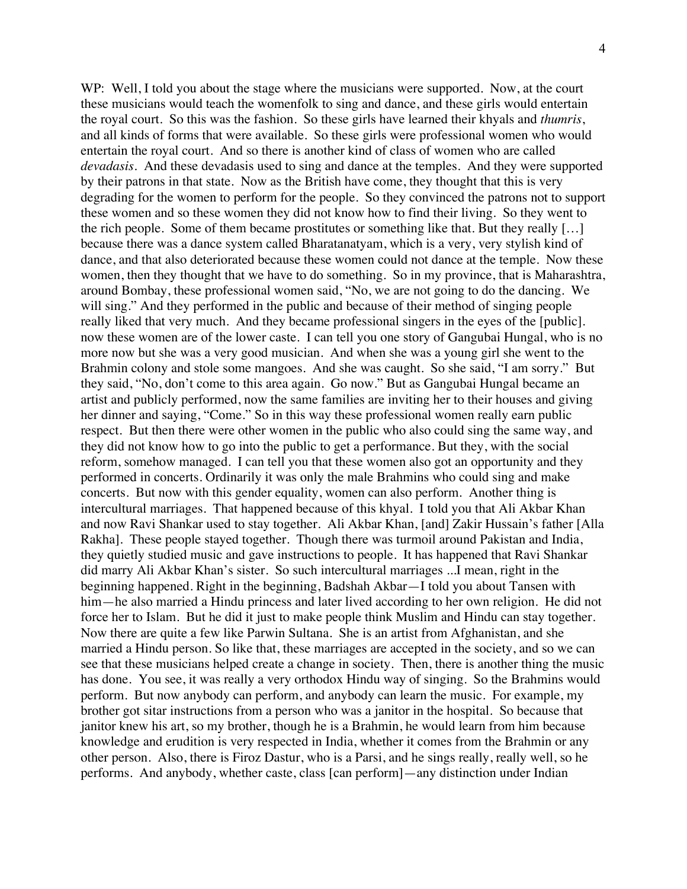WP: Well, I told you about the stage where the musicians were supported. Now, at the court these musicians would teach the womenfolk to sing and dance, and these girls would entertain the royal court. So this was the fashion. So these girls have learned their khyals and *thumris*, and all kinds of forms that were available. So these girls were professional women who would entertain the royal court. And so there is another kind of class of women who are called *devadasis*. And these devadasis used to sing and dance at the temples. And they were supported by their patrons in that state. Now as the British have come, they thought that this is very degrading for the women to perform for the people. So they convinced the patrons not to support these women and so these women they did not know how to find their living. So they went to the rich people. Some of them became prostitutes or something like that. But they really […] because there was a dance system called Bharatanatyam, which is a very, very stylish kind of dance, and that also deteriorated because these women could not dance at the temple. Now these women, then they thought that we have to do something. So in my province, that is Maharashtra, around Bombay, these professional women said, "No, we are not going to do the dancing. We will sing." And they performed in the public and because of their method of singing people really liked that very much. And they became professional singers in the eyes of the [public]. now these women are of the lower caste. I can tell you one story of Gangubai Hungal, who is no more now but she was a very good musician. And when she was a young girl she went to the Brahmin colony and stole some mangoes. And she was caught. So she said, "I am sorry." But they said, "No, don't come to this area again. Go now." But as Gangubai Hungal became an artist and publicly performed, now the same families are inviting her to their houses and giving her dinner and saying, "Come." So in this way these professional women really earn public respect. But then there were other women in the public who also could sing the same way, and they did not know how to go into the public to get a performance. But they, with the social reform, somehow managed. I can tell you that these women also got an opportunity and they performed in concerts. Ordinarily it was only the male Brahmins who could sing and make concerts. But now with this gender equality, women can also perform. Another thing is intercultural marriages. That happened because of this khyal. I told you that Ali Akbar Khan and now Ravi Shankar used to stay together. Ali Akbar Khan, [and] Zakir Hussain's father [Alla Rakha]. These people stayed together. Though there was turmoil around Pakistan and India, they quietly studied music and gave instructions to people. It has happened that Ravi Shankar did marry Ali Akbar Khan's sister. So such intercultural marriages ...I mean, right in the beginning happened. Right in the beginning, Badshah Akbar—I told you about Tansen with him—he also married a Hindu princess and later lived according to her own religion. He did not force her to Islam. But he did it just to make people think Muslim and Hindu can stay together. Now there are quite a few like Parwin Sultana. She is an artist from Afghanistan, and she married a Hindu person. So like that, these marriages are accepted in the society, and so we can see that these musicians helped create a change in society. Then, there is another thing the music has done. You see, it was really a very orthodox Hindu way of singing. So the Brahmins would perform. But now anybody can perform, and anybody can learn the music. For example, my brother got sitar instructions from a person who was a janitor in the hospital. So because that janitor knew his art, so my brother, though he is a Brahmin, he would learn from him because knowledge and erudition is very respected in India, whether it comes from the Brahmin or any other person. Also, there is Firoz Dastur, who is a Parsi, and he sings really, really well, so he performs. And anybody, whether caste, class [can perform]—any distinction under Indian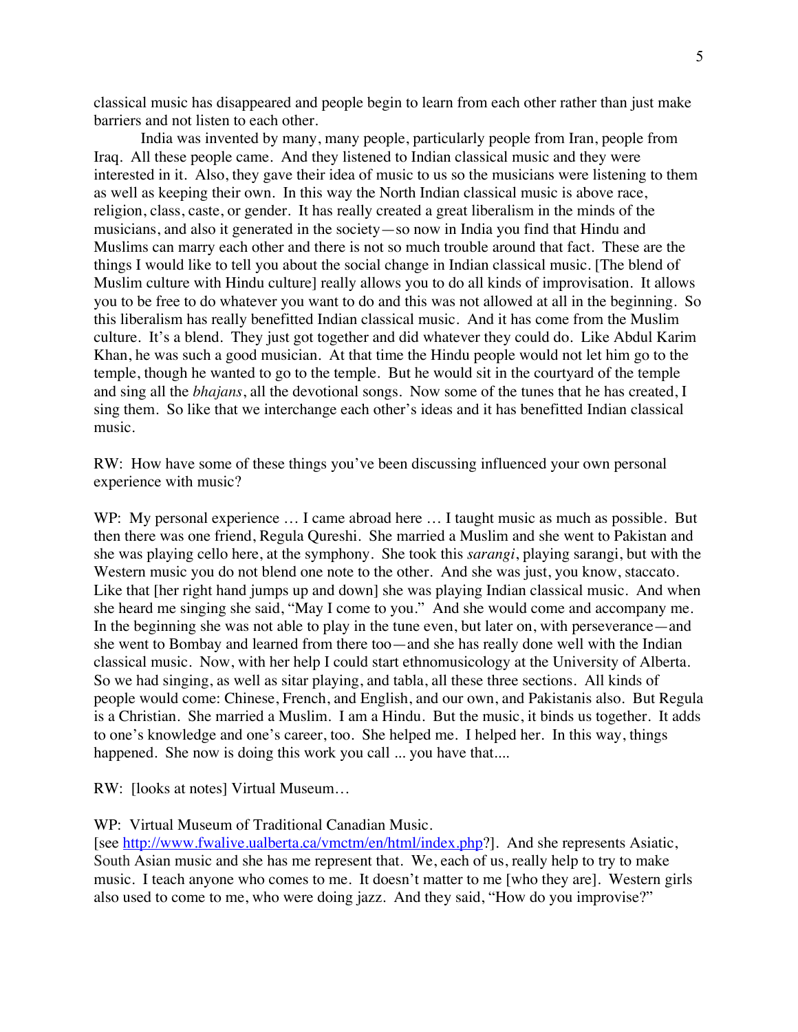classical music has disappeared and people begin to learn from each other rather than just make barriers and not listen to each other.

India was invented by many, many people, particularly people from Iran, people from Iraq. All these people came. And they listened to Indian classical music and they were interested in it. Also, they gave their idea of music to us so the musicians were listening to them as well as keeping their own. In this way the North Indian classical music is above race, religion, class, caste, or gender. It has really created a great liberalism in the minds of the musicians, and also it generated in the society—so now in India you find that Hindu and Muslims can marry each other and there is not so much trouble around that fact. These are the things I would like to tell you about the social change in Indian classical music. [The blend of Muslim culture with Hindu culture] really allows you to do all kinds of improvisation. It allows you to be free to do whatever you want to do and this was not allowed at all in the beginning. So this liberalism has really benefitted Indian classical music. And it has come from the Muslim culture. It's a blend. They just got together and did whatever they could do. Like Abdul Karim Khan, he was such a good musician. At that time the Hindu people would not let him go to the temple, though he wanted to go to the temple. But he would sit in the courtyard of the temple and sing all the *bhajans*, all the devotional songs. Now some of the tunes that he has created, I sing them. So like that we interchange each other's ideas and it has benefitted Indian classical music.

RW: How have some of these things you've been discussing influenced your own personal experience with music?

WP: My personal experience … I came abroad here … I taught music as much as possible. But then there was one friend, Regula Qureshi. She married a Muslim and she went to Pakistan and she was playing cello here, at the symphony. She took this *sarangi*, playing sarangi, but with the Western music you do not blend one note to the other. And she was just, you know, staccato. Like that [her right hand jumps up and down] she was playing Indian classical music. And when she heard me singing she said, "May I come to you." And she would come and accompany me. In the beginning she was not able to play in the tune even, but later on, with perseverance—and she went to Bombay and learned from there too—and she has really done well with the Indian classical music. Now, with her help I could start ethnomusicology at the University of Alberta. So we had singing, as well as sitar playing, and tabla, all these three sections. All kinds of people would come: Chinese, French, and English, and our own, and Pakistanis also. But Regula is a Christian. She married a Muslim. I am a Hindu. But the music, it binds us together. It adds to one's knowledge and one's career, too. She helped me. I helped her. In this way, things happened. She now is doing this work you call ... you have that....

RW: [looks at notes] Virtual Museum…

WP: Virtual Museum of Traditional Canadian Music.
[see http://www.fwalive.ualberta.ca/vmctm/en/html/index.php?]. And she represents Asiatic, South Asian music and she has me represent that. We, each of us, really help to try to make music. I teach anyone who comes to me. It doesn't matter to me [who they are]. Western girls also used to come to me, who were doing jazz. And they said, "How do you improvise?"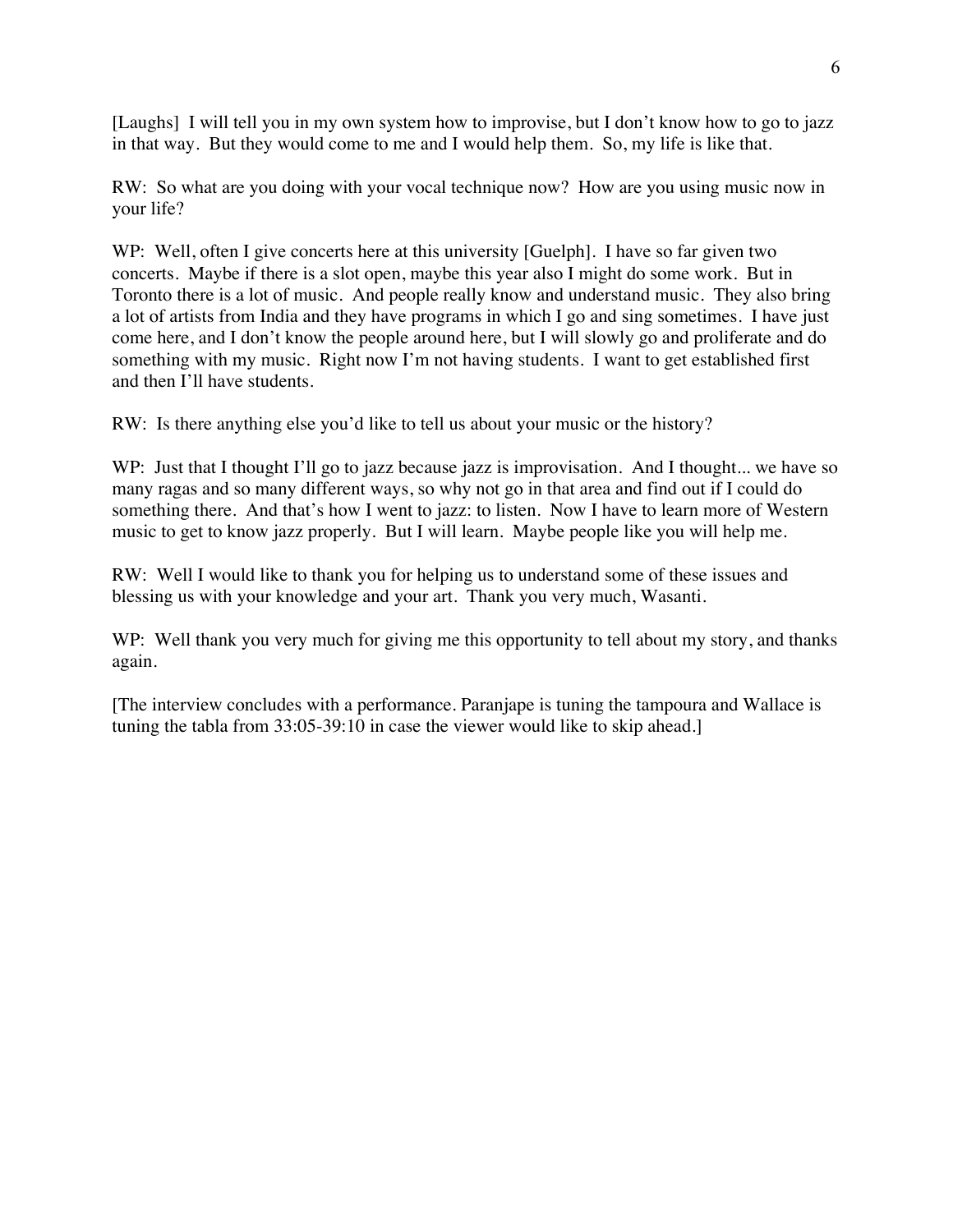[Laughs] I will tell you in my own system how to improvise, but I don't know how to go to jazz in that way. But they would come to me and I would help them. So, my life is like that.

RW: So what are you doing with your vocal technique now? How are you using music now in your life?

WP: Well, often I give concerts here at this university [Guelph]. I have so far given two concerts. Maybe if there is a slot open, maybe this year also I might do some work. But in Toronto there is a lot of music. And people really know and understand music. They also bring a lot of artists from India and they have programs in which I go and sing sometimes. I have just come here, and I don't know the people around here, but I will slowly go and proliferate and do something with my music. Right now I'm not having students. I want to get established first and then I'll have students.

RW: Is there anything else you'd like to tell us about your music or the history?

WP: Just that I thought I'll go to jazz because jazz is improvisation. And I thought... we have so many ragas and so many different ways, so why not go in that area and find out if I could do something there. And that's how I went to jazz: to listen. Now I have to learn more of Western music to get to know jazz properly. But I will learn. Maybe people like you will help me.

RW: Well I would like to thank you for helping us to understand some of these issues and blessing us with your knowledge and your art. Thank you very much, Wasanti.

WP: Well thank you very much for giving me this opportunity to tell about my story, and thanks again.

[The interview concludes with a performance. Paranjape is tuning the tampoura and Wallace is tuning the tabla from 33:05-39:10 in case the viewer would like to skip ahead.]